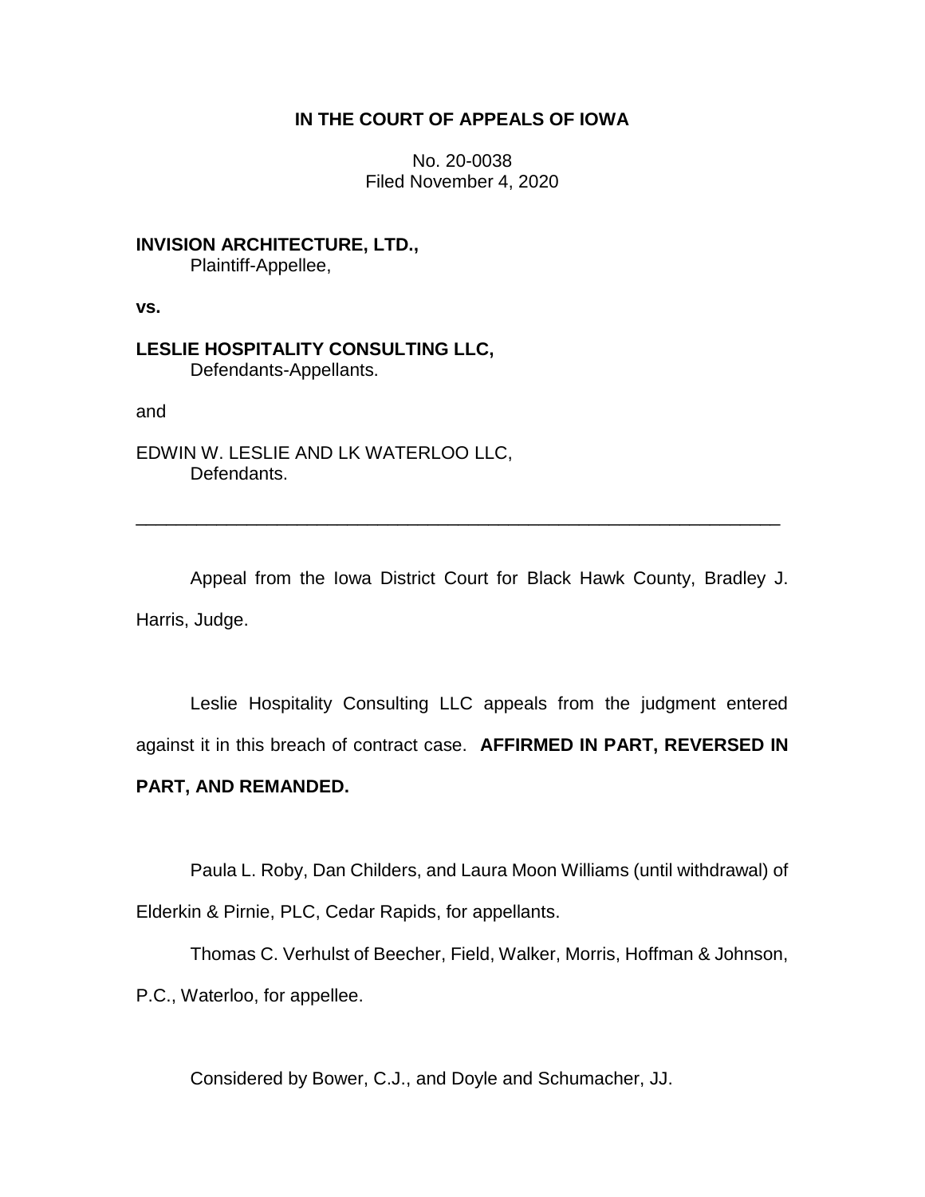**IN THE COURT OF APPEALS OF IOWA**

No. 20-0038
Filed November 4, 2020

**INVISION ARCHITECTURE, LTD.,**
Plaintiff-Appellee,

**vs.**

**LESLIE HOSPITALITY CONSULTING LLC,**
Defendants-Appellants.

and

EDWIN W. LESLIE AND LK WATERLOO LLC,
Defendants.

---

Appeal from the Iowa District Court for Black Hawk County, Bradley J. Harris, Judge.

Leslie Hospitality Consulting LLC appeals from the judgment entered against it in this breach of contract case. **AFFIRMED IN PART, REVERSED IN PART, AND REMANDED.**

Paula L. Roby, Dan Childers, and Laura Moon Williams (until withdrawal) of Elderkin & Pirnie, PLC, Cedar Rapids, for appellants.

Thomas C. Verhulst of Beecher, Field, Walker, Morris, Hoffman & Johnson, P.C., Waterloo, for appellee.

Considered by Bower, C.J., and Doyle and Schumacher, JJ.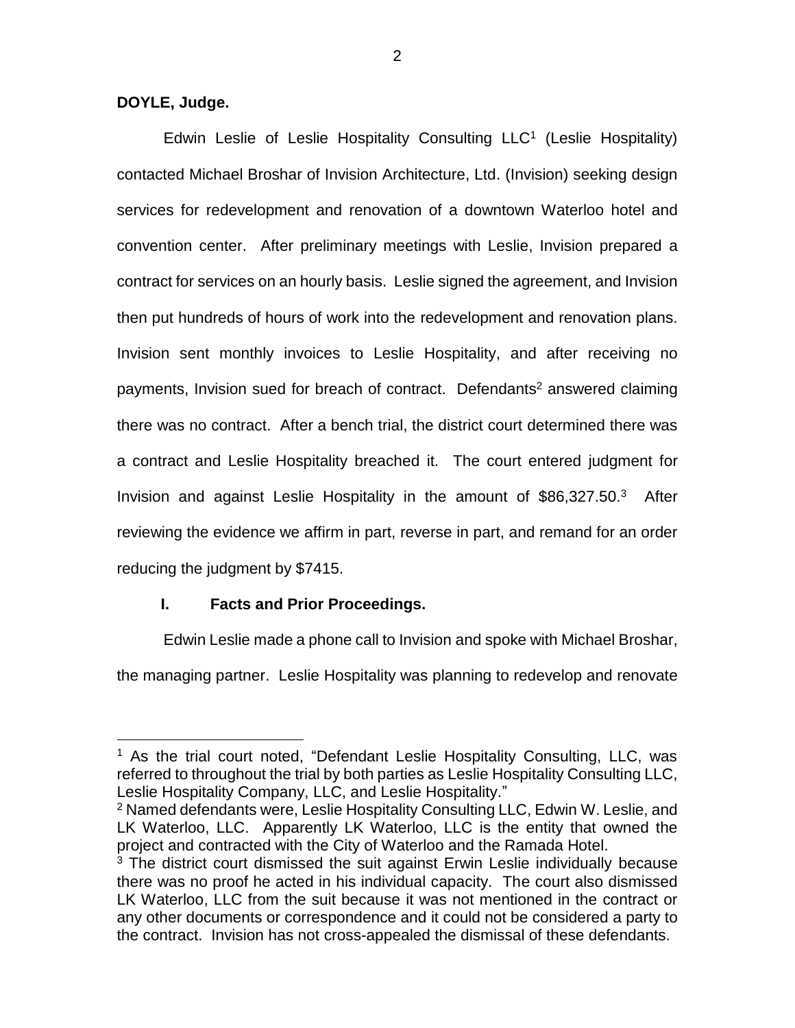**DOYLE, Judge.**

Edwin Leslie of Leslie Hospitality Consulting LLC[1] (Leslie Hospitality) contacted Michael Broshar of Invision Architecture, Ltd. (Invision) seeking design services for redevelopment and renovation of a downtown Waterloo hotel and convention center. After preliminary meetings with Leslie, Invision prepared a contract for services on an hourly basis. Leslie signed the agreement, and Invision then put hundreds of hours of work into the redevelopment and renovation plans. Invision sent monthly invoices to Leslie Hospitality, and after receiving no payments, Invision sued for breach of contract. Defendants[2] answered claiming there was no contract. After a bench trial, the district court determined there was a contract and Leslie Hospitality breached it. The court entered judgment for Invision and against Leslie Hospitality in the amount of $86,327.50.[3] After reviewing the evidence we affirm in part, reverse in part, and remand for an order reducing the judgment by $7415.

## I. Facts and Prior Proceedings.

Edwin Leslie made a phone call to Invision and spoke with Michael Broshar, the managing partner. Leslie Hospitality was planning to redevelop and renovate

---

[1] As the trial court noted, "Defendant Leslie Hospitality Consulting, LLC, was referred to throughout the trial by both parties as Leslie Hospitality Consulting LLC, Leslie Hospitality Company, LLC, and Leslie Hospitality."

[2] Named defendants were, Leslie Hospitality Consulting LLC, Edwin W. Leslie, and LK Waterloo, LLC. Apparently LK Waterloo, LLC is the entity that owned the project and contracted with the City of Waterloo and the Ramada Hotel.

[3] The district court dismissed the suit against Erwin Leslie individually because there was no proof he acted in his individual capacity. The court also dismissed LK Waterloo, LLC from the suit because it was not mentioned in the contract or any other documents or correspondence and it could not be considered a party to the contract. Invision has not cross-appealed the dismissal of these defendants.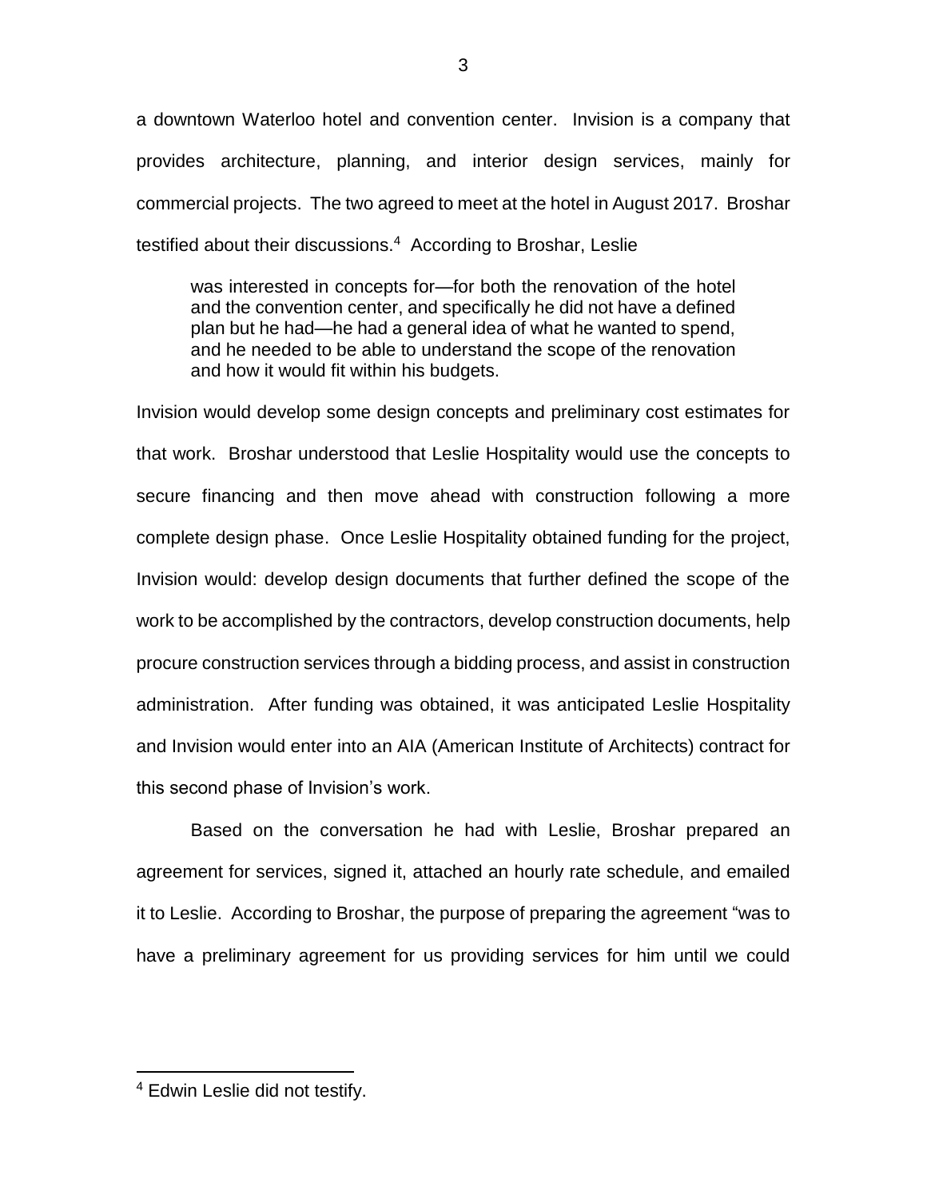a downtown Waterloo hotel and convention center. Invision is a company that provides architecture, planning, and interior design services, mainly for commercial projects. The two agreed to meet at the hotel in August 2017. Broshar testified about their discussions.[4] According to Broshar, Leslie

> was interested in concepts for—for both the renovation of the hotel and the convention center, and specifically he did not have a defined plan but he had—he had a general idea of what he wanted to spend, and he needed to be able to understand the scope of the renovation and how it would fit within his budgets.

Invision would develop some design concepts and preliminary cost estimates for that work. Broshar understood that Leslie Hospitality would use the concepts to secure financing and then move ahead with construction following a more complete design phase. Once Leslie Hospitality obtained funding for the project, Invision would: develop design documents that further defined the scope of the work to be accomplished by the contractors, develop construction documents, help procure construction services through a bidding process, and assist in construction administration. After funding was obtained, it was anticipated Leslie Hospitality and Invision would enter into an AIA (American Institute of Architects) contract for this second phase of Invision's work.

Based on the conversation he had with Leslie, Broshar prepared an agreement for services, signed it, attached an hourly rate schedule, and emailed it to Leslie. According to Broshar, the purpose of preparing the agreement "was to have a preliminary agreement for us providing services for him until we could

[4] Edwin Leslie did not testify.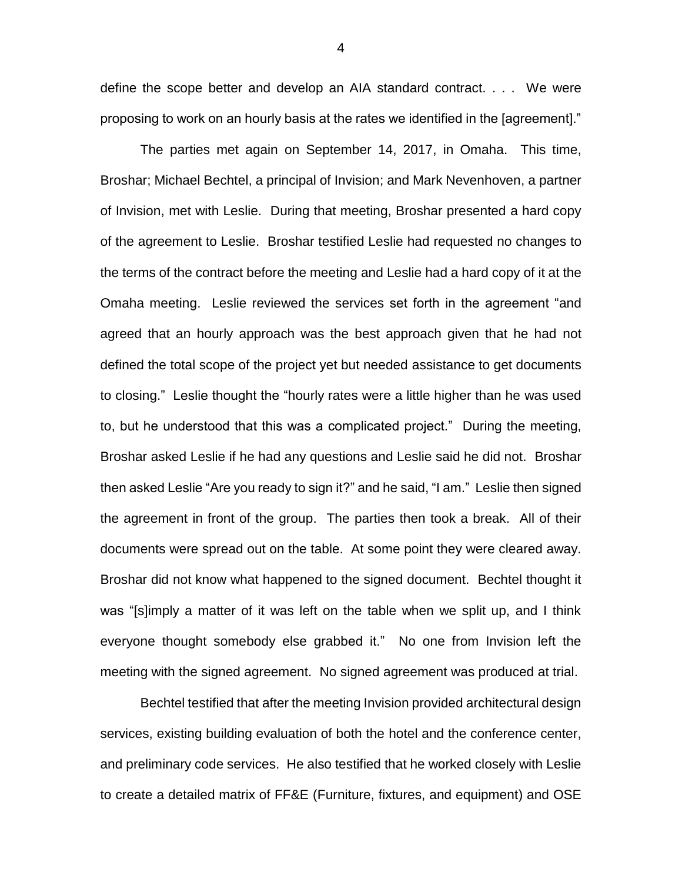define the scope better and develop an AIA standard contract. . . . We were proposing to work on an hourly basis at the rates we identified in the [agreement]."

The parties met again on September 14, 2017, in Omaha. This time, Broshar; Michael Bechtel, a principal of Invision; and Mark Nevenhoven, a partner of Invision, met with Leslie. During that meeting, Broshar presented a hard copy of the agreement to Leslie. Broshar testified Leslie had requested no changes to the terms of the contract before the meeting and Leslie had a hard copy of it at the Omaha meeting. Leslie reviewed the services set forth in the agreement "and agreed that an hourly approach was the best approach given that he had not defined the total scope of the project yet but needed assistance to get documents to closing." Leslie thought the "hourly rates were a little higher than he was used to, but he understood that this was a complicated project." During the meeting, Broshar asked Leslie if he had any questions and Leslie said he did not. Broshar then asked Leslie "Are you ready to sign it?" and he said, "I am." Leslie then signed the agreement in front of the group. The parties then took a break. All of their documents were spread out on the table. At some point they were cleared away. Broshar did not know what happened to the signed document. Bechtel thought it was "[s]imply a matter of it was left on the table when we split up, and I think everyone thought somebody else grabbed it." No one from Invision left the meeting with the signed agreement. No signed agreement was produced at trial.

Bechtel testified that after the meeting Invision provided architectural design services, existing building evaluation of both the hotel and the conference center, and preliminary code services. He also testified that he worked closely with Leslie to create a detailed matrix of FF&E (Furniture, fixtures, and equipment) and OSE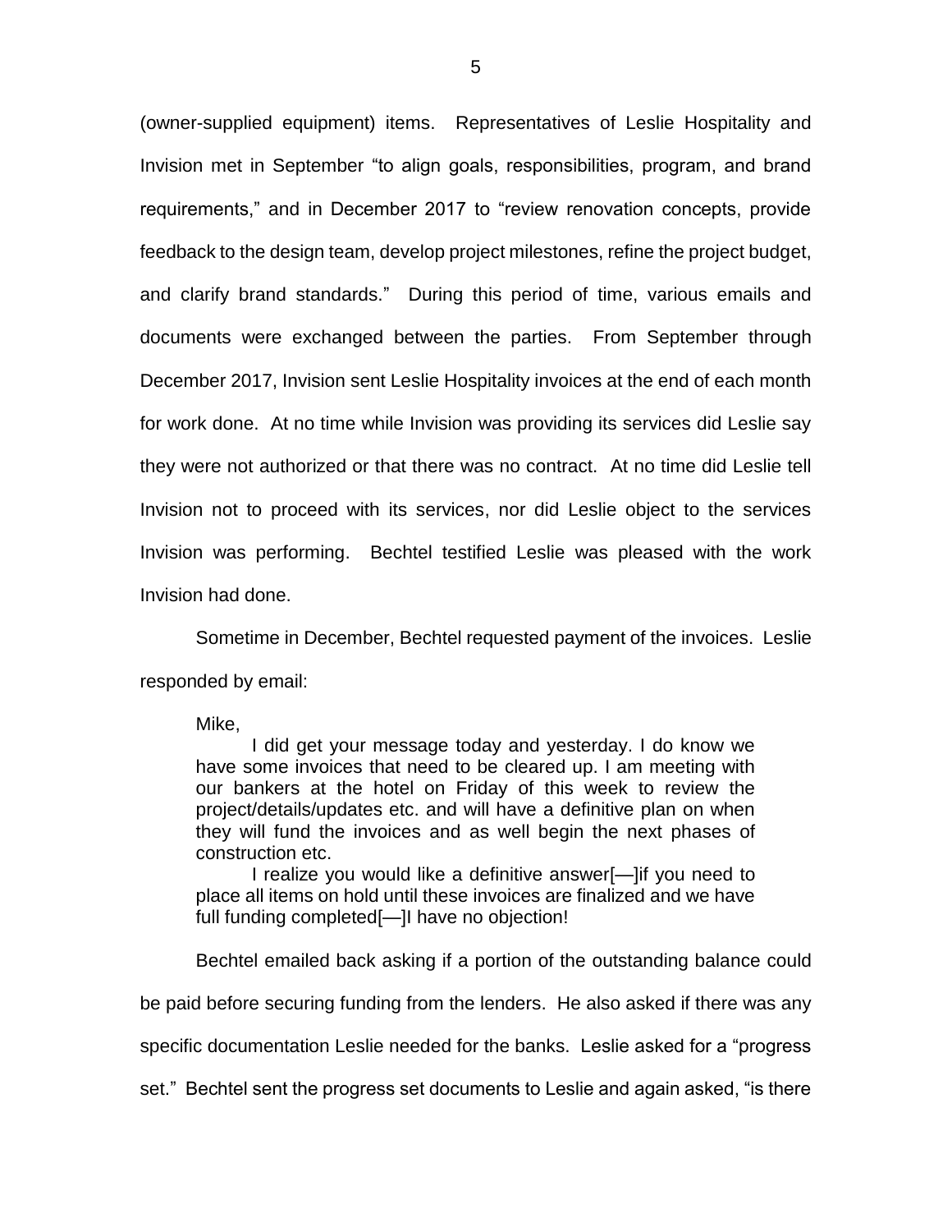(owner-supplied equipment) items. Representatives of Leslie Hospitality and Invision met in September "to align goals, responsibilities, program, and brand requirements," and in December 2017 to "review renovation concepts, provide feedback to the design team, develop project milestones, refine the project budget, and clarify brand standards." During this period of time, various emails and documents were exchanged between the parties. From September through December 2017, Invision sent Leslie Hospitality invoices at the end of each month for work done. At no time while Invision was providing its services did Leslie say they were not authorized or that there was no contract. At no time did Leslie tell Invision not to proceed with its services, nor did Leslie object to the services Invision was performing. Bechtel testified Leslie was pleased with the work Invision had done.

Sometime in December, Bechtel requested payment of the invoices. Leslie responded by email:

> Mike,
>
> I did get your message today and yesterday. I do know we have some invoices that need to be cleared up. I am meeting with our bankers at the hotel on Friday of this week to review the project/details/updates etc. and will have a definitive plan on when they will fund the invoices and as well begin the next phases of construction etc.
>
> I realize you would like a definitive answer[—]if you need to place all items on hold until these invoices are finalized and we have full funding completed[—]I have no objection!

Bechtel emailed back asking if a portion of the outstanding balance could be paid before securing funding from the lenders. He also asked if there was any specific documentation Leslie needed for the banks. Leslie asked for a "progress set." Bechtel sent the progress set documents to Leslie and again asked, "is there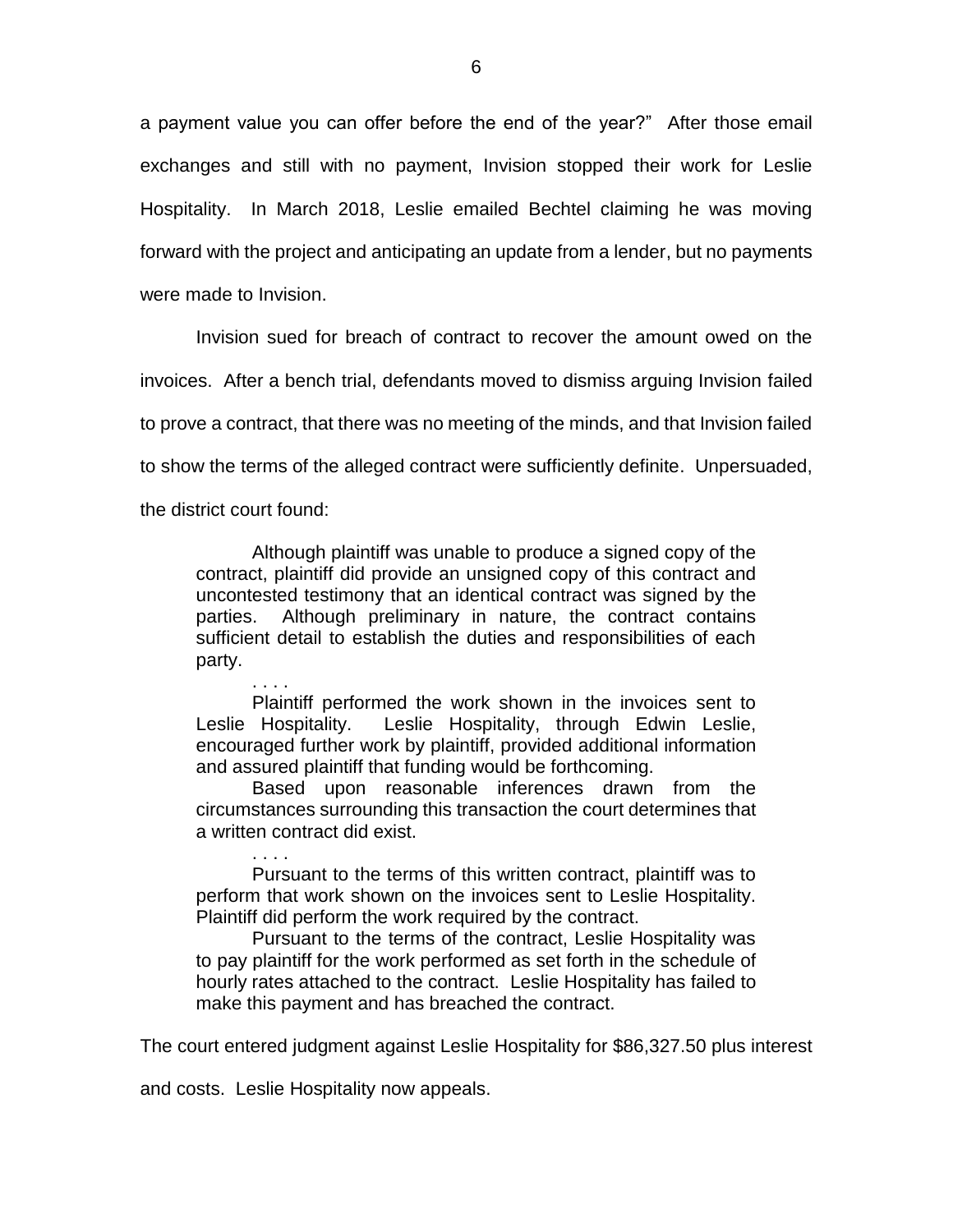a payment value you can offer before the end of the year?" After those email exchanges and still with no payment, Invision stopped their work for Leslie Hospitality. In March 2018, Leslie emailed Bechtel claiming he was moving forward with the project and anticipating an update from a lender, but no payments were made to Invision.

Invision sued for breach of contract to recover the amount owed on the invoices. After a bench trial, defendants moved to dismiss arguing Invision failed to prove a contract, that there was no meeting of the minds, and that Invision failed to show the terms of the alleged contract were sufficiently definite. Unpersuaded, the district court found:

> Although plaintiff was unable to produce a signed copy of the contract, plaintiff did provide an unsigned copy of this contract and uncontested testimony that an identical contract was signed by the parties. Although preliminary in nature, the contract contains sufficient detail to establish the duties and responsibilities of each party.
>
> . . . .
>
> Plaintiff performed the work shown in the invoices sent to Leslie Hospitality. Leslie Hospitality, through Edwin Leslie, encouraged further work by plaintiff, provided additional information and assured plaintiff that funding would be forthcoming.
>
> Based upon reasonable inferences drawn from the circumstances surrounding this transaction the court determines that a written contract did exist.
>
> . . . .
>
> Pursuant to the terms of this written contract, plaintiff was to perform that work shown on the invoices sent to Leslie Hospitality. Plaintiff did perform the work required by the contract.
>
> Pursuant to the terms of the contract, Leslie Hospitality was to pay plaintiff for the work performed as set forth in the schedule of hourly rates attached to the contract. Leslie Hospitality has failed to make this payment and has breached the contract.

The court entered judgment against Leslie Hospitality for $86,327.50 plus interest and costs. Leslie Hospitality now appeals.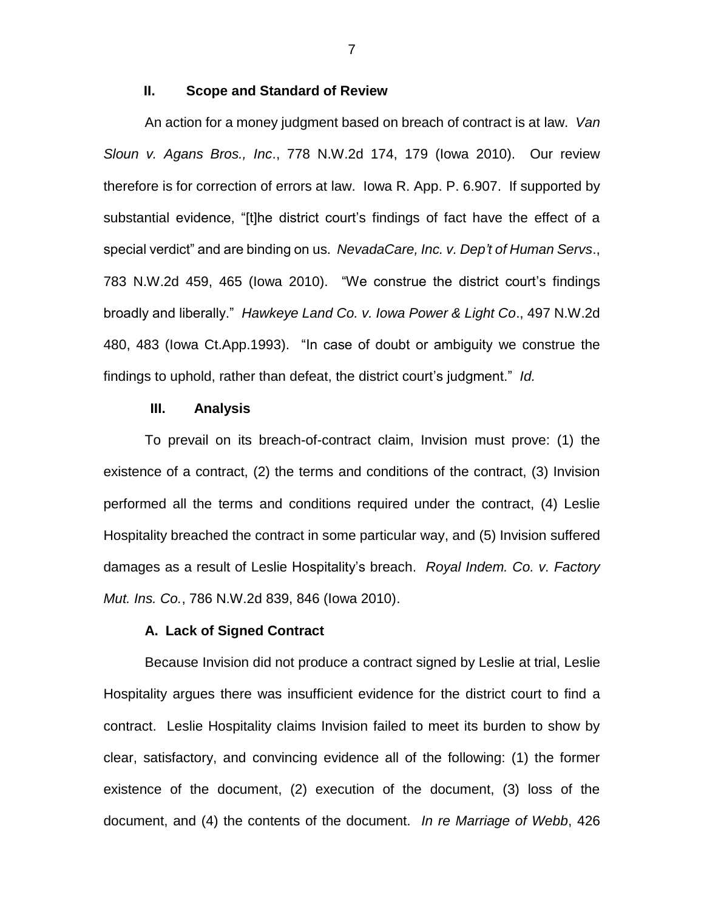## II. Scope and Standard of Review

An action for a money judgment based on breach of contract is at law. *Van Sloun v. Agans Bros., Inc*., 778 N.W.2d 174, 179 (Iowa 2010). Our review therefore is for correction of errors at law. Iowa R. App. P. 6.907. If supported by substantial evidence, "[t]he district court's findings of fact have the effect of a special verdict" and are binding on us. *NevadaCare, Inc. v. Dep't of Human Servs*., 783 N.W.2d 459, 465 (Iowa 2010). "We construe the district court's findings broadly and liberally." *Hawkeye Land Co. v. Iowa Power & Light Co*., 497 N.W.2d 480, 483 (Iowa Ct.App.1993). "In case of doubt or ambiguity we construe the findings to uphold, rather than defeat, the district court's judgment." *Id.*

## III. Analysis

To prevail on its breach-of-contract claim, Invision must prove: (1) the existence of a contract, (2) the terms and conditions of the contract, (3) Invision performed all the terms and conditions required under the contract, (4) Leslie Hospitality breached the contract in some particular way, and (5) Invision suffered damages as a result of Leslie Hospitality's breach. *Royal Indem. Co. v. Factory Mut. Ins. Co.*, 786 N.W.2d 839, 846 (Iowa 2010).

### A. Lack of Signed Contract

Because Invision did not produce a contract signed by Leslie at trial, Leslie Hospitality argues there was insufficient evidence for the district court to find a contract. Leslie Hospitality claims Invision failed to meet its burden to show by clear, satisfactory, and convincing evidence all of the following: (1) the former existence of the document, (2) execution of the document, (3) loss of the document, and (4) the contents of the document. *In re Marriage of Webb*, 426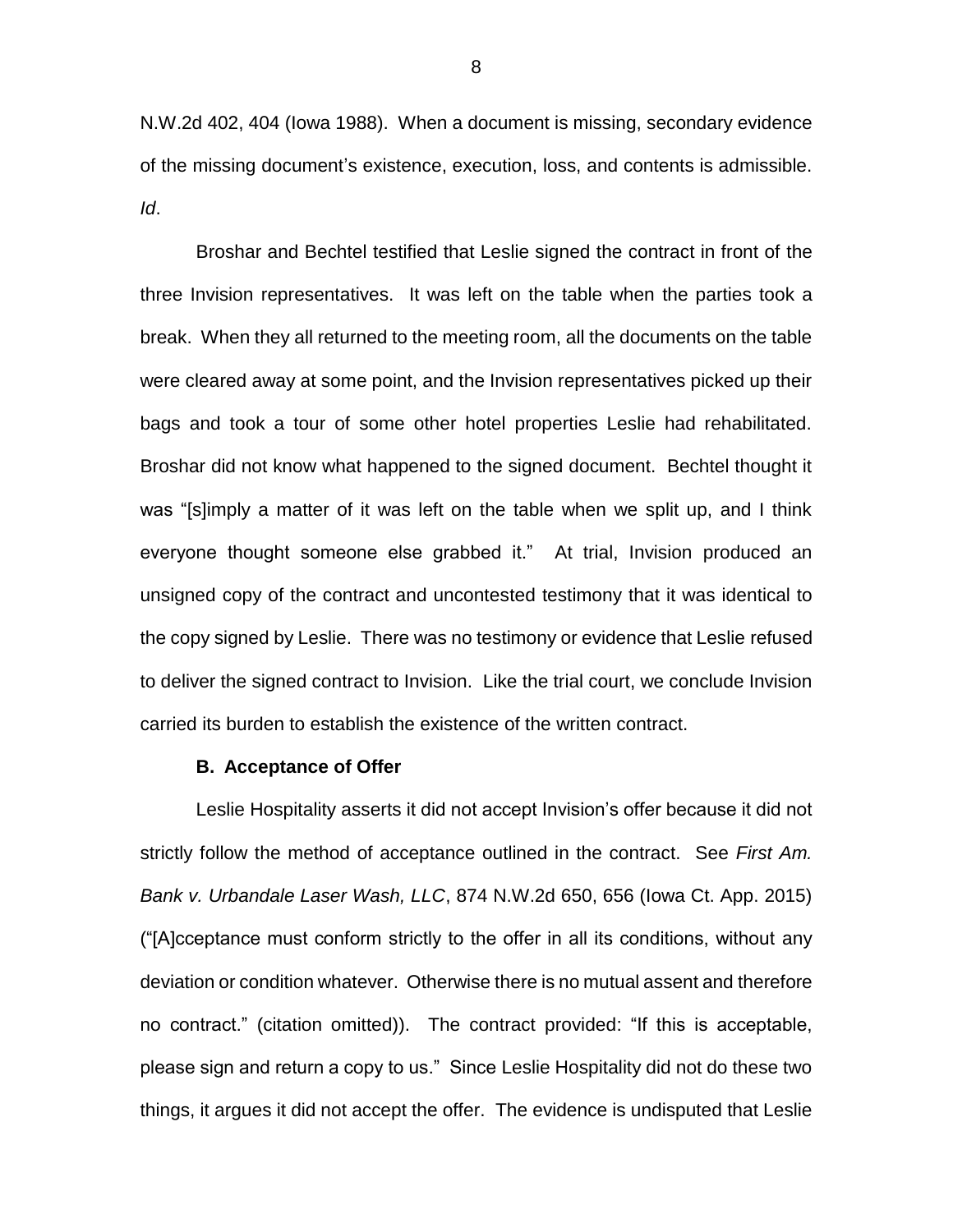N.W.2d 402, 404 (Iowa 1988). When a document is missing, secondary evidence of the missing document's existence, execution, loss, and contents is admissible. *Id*.

Broshar and Bechtel testified that Leslie signed the contract in front of the three Invision representatives. It was left on the table when the parties took a break. When they all returned to the meeting room, all the documents on the table were cleared away at some point, and the Invision representatives picked up their bags and took a tour of some other hotel properties Leslie had rehabilitated. Broshar did not know what happened to the signed document. Bechtel thought it was "[s]imply a matter of it was left on the table when we split up, and I think everyone thought someone else grabbed it." At trial, Invision produced an unsigned copy of the contract and uncontested testimony that it was identical to the copy signed by Leslie. There was no testimony or evidence that Leslie refused to deliver the signed contract to Invision. Like the trial court, we conclude Invision carried its burden to establish the existence of the written contract.

**B. Acceptance of Offer**

Leslie Hospitality asserts it did not accept Invision's offer because it did not strictly follow the method of acceptance outlined in the contract. See *First Am. Bank v. Urbandale Laser Wash, LLC*, 874 N.W.2d 650, 656 (Iowa Ct. App. 2015) ("[A]cceptance must conform strictly to the offer in all its conditions, without any deviation or condition whatever. Otherwise there is no mutual assent and therefore no contract." (citation omitted)). The contract provided: "If this is acceptable, please sign and return a copy to us." Since Leslie Hospitality did not do these two things, it argues it did not accept the offer. The evidence is undisputed that Leslie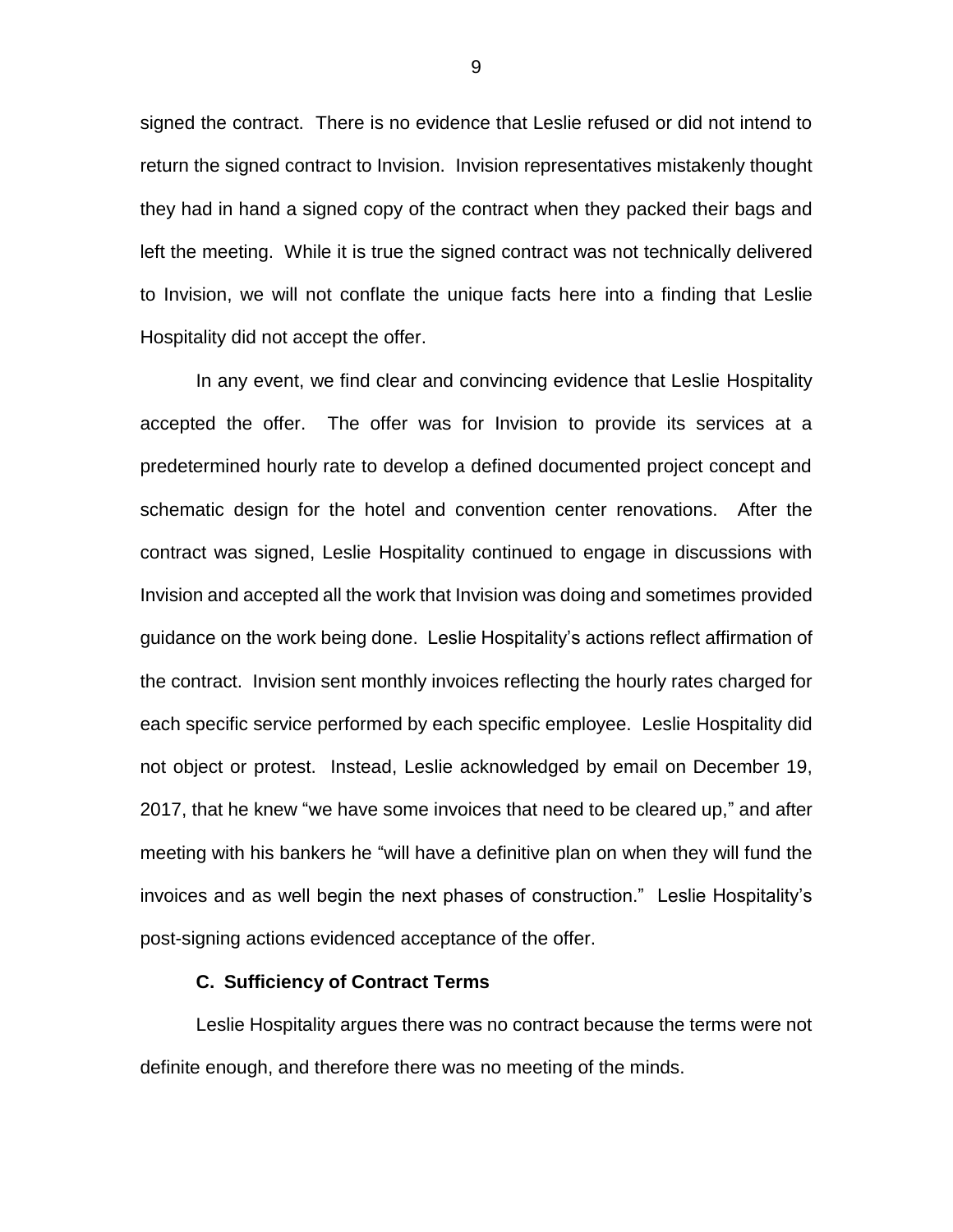signed the contract. There is no evidence that Leslie refused or did not intend to return the signed contract to Invision. Invision representatives mistakenly thought they had in hand a signed copy of the contract when they packed their bags and left the meeting. While it is true the signed contract was not technically delivered to Invision, we will not conflate the unique facts here into a finding that Leslie Hospitality did not accept the offer.

In any event, we find clear and convincing evidence that Leslie Hospitality accepted the offer. The offer was for Invision to provide its services at a predetermined hourly rate to develop a defined documented project concept and schematic design for the hotel and convention center renovations. After the contract was signed, Leslie Hospitality continued to engage in discussions with Invision and accepted all the work that Invision was doing and sometimes provided guidance on the work being done. Leslie Hospitality's actions reflect affirmation of the contract. Invision sent monthly invoices reflecting the hourly rates charged for each specific service performed by each specific employee. Leslie Hospitality did not object or protest. Instead, Leslie acknowledged by email on December 19, 2017, that he knew "we have some invoices that need to be cleared up," and after meeting with his bankers he "will have a definitive plan on when they will fund the invoices and as well begin the next phases of construction." Leslie Hospitality's post-signing actions evidenced acceptance of the offer.

### C. Sufficiency of Contract Terms

Leslie Hospitality argues there was no contract because the terms were not definite enough, and therefore there was no meeting of the minds.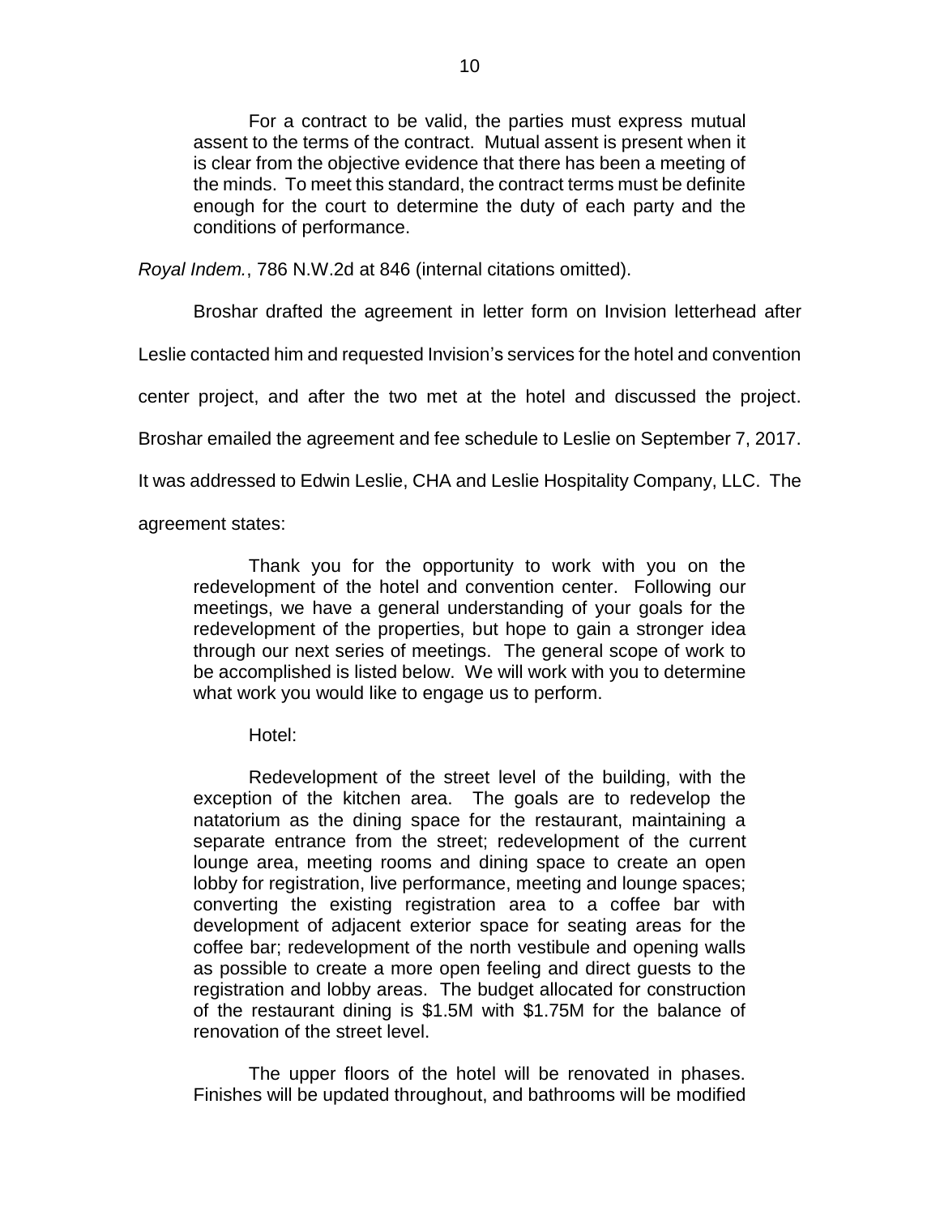> For a contract to be valid, the parties must express mutual assent to the terms of the contract. Mutual assent is present when it is clear from the objective evidence that there has been a meeting of the minds. To meet this standard, the contract terms must be definite enough for the court to determine the duty of each party and the conditions of performance.

*Royal Indem.*, 786 N.W.2d at 846 (internal citations omitted).

Broshar drafted the agreement in letter form on Invision letterhead after Leslie contacted him and requested Invision's services for the hotel and convention center project, and after the two met at the hotel and discussed the project. Broshar emailed the agreement and fee schedule to Leslie on September 7, 2017. It was addressed to Edwin Leslie, CHA and Leslie Hospitality Company, LLC. The agreement states:

> Thank you for the opportunity to work with you on the redevelopment of the hotel and convention center. Following our meetings, we have a general understanding of your goals for the redevelopment of the properties, but hope to gain a stronger idea through our next series of meetings. The general scope of work to be accomplished is listed below. We will work with you to determine what work you would like to engage us to perform.
>
> Hotel:
>
> Redevelopment of the street level of the building, with the exception of the kitchen area. The goals are to redevelop the natatorium as the dining space for the restaurant, maintaining a separate entrance from the street; redevelopment of the current lounge area, meeting rooms and dining space to create an open lobby for registration, live performance, meeting and lounge spaces; converting the existing registration area to a coffee bar with development of adjacent exterior space for seating areas for the coffee bar; redevelopment of the north vestibule and opening walls as possible to create a more open feeling and direct guests to the registration and lobby areas. The budget allocated for construction of the restaurant dining is $1.5M with $1.75M for the balance of renovation of the street level.
>
> The upper floors of the hotel will be renovated in phases. Finishes will be updated throughout, and bathrooms will be modified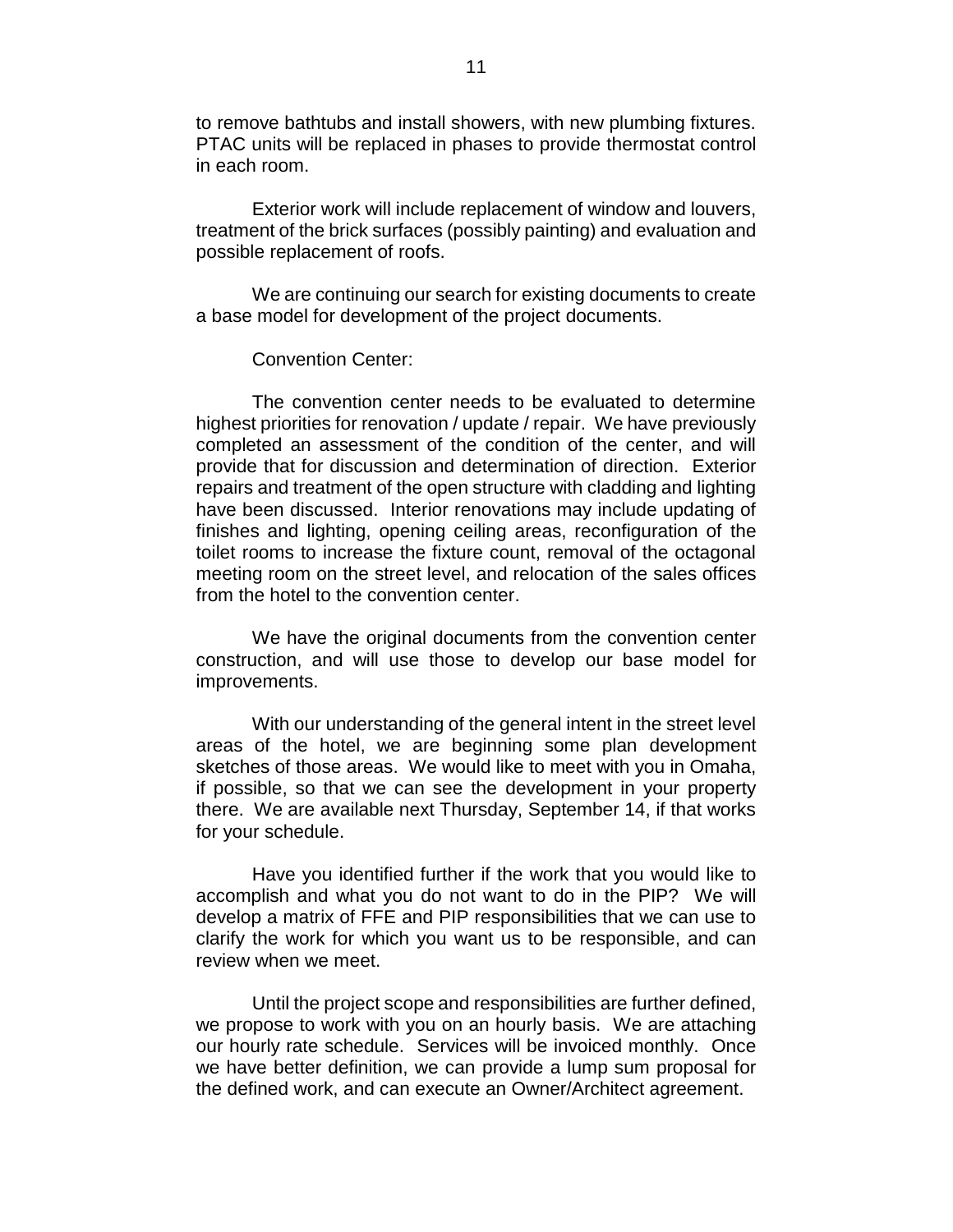to remove bathtubs and install showers, with new plumbing fixtures. PTAC units will be replaced in phases to provide thermostat control in each room.

Exterior work will include replacement of window and louvers, treatment of the brick surfaces (possibly painting) and evaluation and possible replacement of roofs.

We are continuing our search for existing documents to create a base model for development of the project documents.

Convention Center:

The convention center needs to be evaluated to determine highest priorities for renovation / update / repair. We have previously completed an assessment of the condition of the center, and will provide that for discussion and determination of direction. Exterior repairs and treatment of the open structure with cladding and lighting have been discussed. Interior renovations may include updating of finishes and lighting, opening ceiling areas, reconfiguration of the toilet rooms to increase the fixture count, removal of the octagonal meeting room on the street level, and relocation of the sales offices from the hotel to the convention center.

We have the original documents from the convention center construction, and will use those to develop our base model for improvements.

With our understanding of the general intent in the street level areas of the hotel, we are beginning some plan development sketches of those areas. We would like to meet with you in Omaha, if possible, so that we can see the development in your property there. We are available next Thursday, September 14, if that works for your schedule.

Have you identified further if the work that you would like to accomplish and what you do not want to do in the PIP? We will develop a matrix of FFE and PIP responsibilities that we can use to clarify the work for which you want us to be responsible, and can review when we meet.

Until the project scope and responsibilities are further defined, we propose to work with you on an hourly basis. We are attaching our hourly rate schedule. Services will be invoiced monthly. Once we have better definition, we can provide a lump sum proposal for the defined work, and can execute an Owner/Architect agreement.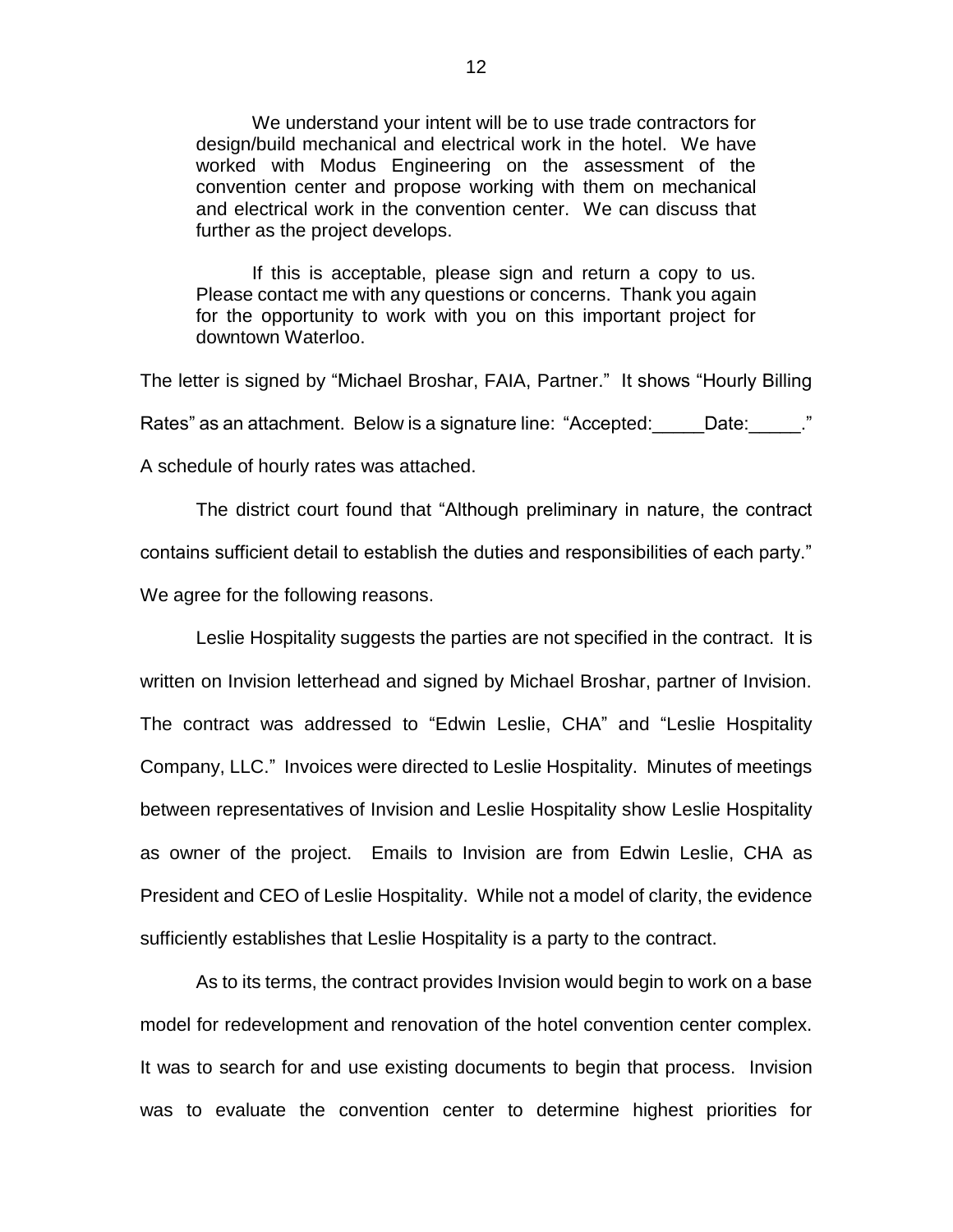> We understand your intent will be to use trade contractors for design/build mechanical and electrical work in the hotel. We have worked with Modus Engineering on the assessment of the convention center and propose working with them on mechanical and electrical work in the convention center. We can discuss that further as the project develops.
>
> If this is acceptable, please sign and return a copy to us. Please contact me with any questions or concerns. Thank you again for the opportunity to work with you on this important project for downtown Waterloo.

The letter is signed by "Michael Broshar, FAIA, Partner." It shows "Hourly Billing Rates" as an attachment. Below is a signature line: "Accepted:_____Date:_____." A schedule of hourly rates was attached.

The district court found that "Although preliminary in nature, the contract contains sufficient detail to establish the duties and responsibilities of each party." We agree for the following reasons.

Leslie Hospitality suggests the parties are not specified in the contract. It is written on Invision letterhead and signed by Michael Broshar, partner of Invision. The contract was addressed to "Edwin Leslie, CHA" and "Leslie Hospitality Company, LLC." Invoices were directed to Leslie Hospitality. Minutes of meetings between representatives of Invision and Leslie Hospitality show Leslie Hospitality as owner of the project. Emails to Invision are from Edwin Leslie, CHA as President and CEO of Leslie Hospitality. While not a model of clarity, the evidence sufficiently establishes that Leslie Hospitality is a party to the contract.

As to its terms, the contract provides Invision would begin to work on a base model for redevelopment and renovation of the hotel convention center complex. It was to search for and use existing documents to begin that process. Invision was to evaluate the convention center to determine highest priorities for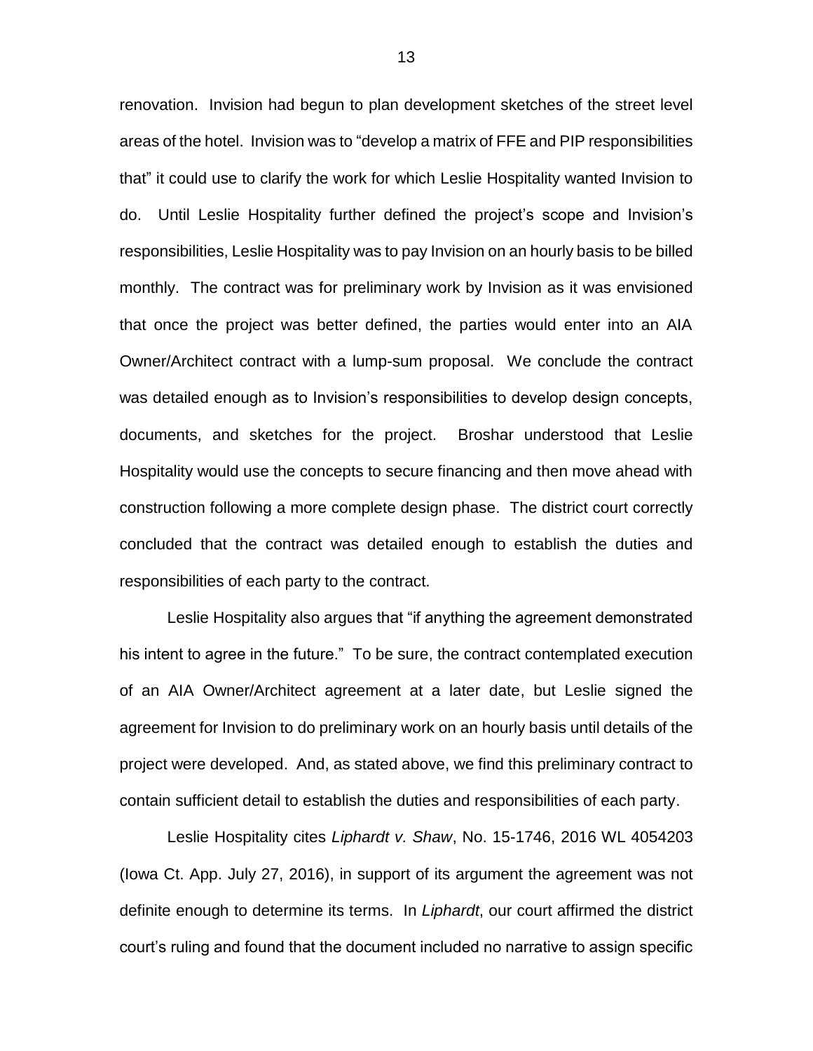renovation. Invision had begun to plan development sketches of the street level areas of the hotel. Invision was to "develop a matrix of FFE and PIP responsibilities that" it could use to clarify the work for which Leslie Hospitality wanted Invision to do. Until Leslie Hospitality further defined the project's scope and Invision's responsibilities, Leslie Hospitality was to pay Invision on an hourly basis to be billed monthly. The contract was for preliminary work by Invision as it was envisioned that once the project was better defined, the parties would enter into an AIA Owner/Architect contract with a lump-sum proposal. We conclude the contract was detailed enough as to Invision's responsibilities to develop design concepts, documents, and sketches for the project. Broshar understood that Leslie Hospitality would use the concepts to secure financing and then move ahead with construction following a more complete design phase. The district court correctly concluded that the contract was detailed enough to establish the duties and responsibilities of each party to the contract.

Leslie Hospitality also argues that "if anything the agreement demonstrated his intent to agree in the future." To be sure, the contract contemplated execution of an AIA Owner/Architect agreement at a later date, but Leslie signed the agreement for Invision to do preliminary work on an hourly basis until details of the project were developed. And, as stated above, we find this preliminary contract to contain sufficient detail to establish the duties and responsibilities of each party.

Leslie Hospitality cites *Liphardt v. Shaw*, No. 15-1746, 2016 WL 4054203 (Iowa Ct. App. July 27, 2016), in support of its argument the agreement was not definite enough to determine its terms. In *Liphardt*, our court affirmed the district court's ruling and found that the document included no narrative to assign specific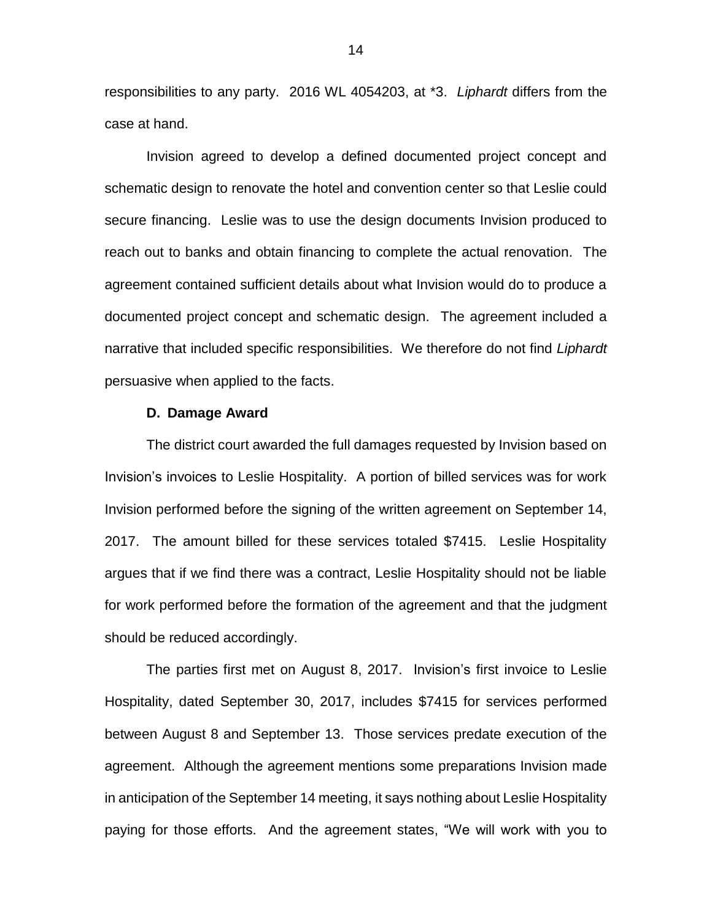responsibilities to any party. 2016 WL 4054203, at *3. *Liphardt* differs from the case at hand.

Invision agreed to develop a defined documented project concept and schematic design to renovate the hotel and convention center so that Leslie could secure financing. Leslie was to use the design documents Invision produced to reach out to banks and obtain financing to complete the actual renovation. The agreement contained sufficient details about what Invision would do to produce a documented project concept and schematic design. The agreement included a narrative that included specific responsibilities. We therefore do not find *Liphardt* persuasive when applied to the facts.

**D. Damage Award**

The district court awarded the full damages requested by Invision based on Invision's invoices to Leslie Hospitality. A portion of billed services was for work Invision performed before the signing of the written agreement on September 14, 2017. The amount billed for these services totaled $7415. Leslie Hospitality argues that if we find there was a contract, Leslie Hospitality should not be liable for work performed before the formation of the agreement and that the judgment should be reduced accordingly.

The parties first met on August 8, 2017. Invision's first invoice to Leslie Hospitality, dated September 30, 2017, includes $7415 for services performed between August 8 and September 13. Those services predate execution of the agreement. Although the agreement mentions some preparations Invision made in anticipation of the September 14 meeting, it says nothing about Leslie Hospitality paying for those efforts. And the agreement states, "We will work with you to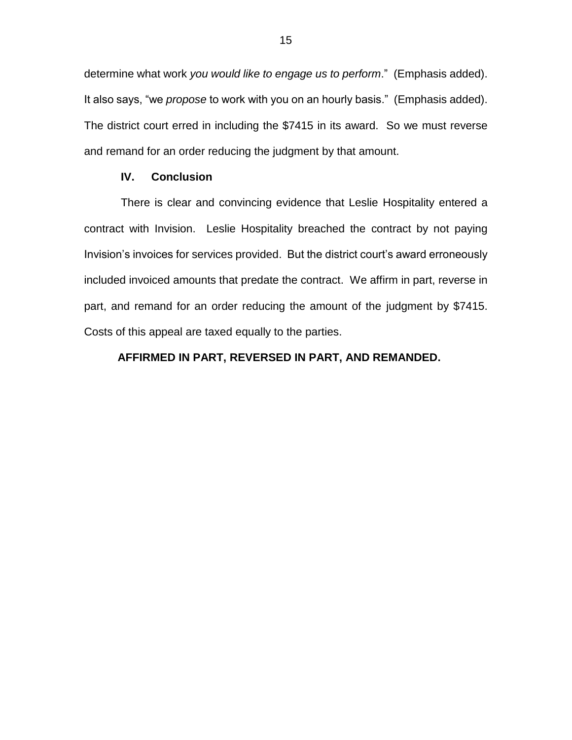determine what work *you would like to engage us to perform*." (Emphasis added). It also says, "we *propose* to work with you on an hourly basis." (Emphasis added). The district court erred in including the $7415 in its award. So we must reverse and remand for an order reducing the judgment by that amount.

## IV. Conclusion

There is clear and convincing evidence that Leslie Hospitality entered a contract with Invision. Leslie Hospitality breached the contract by not paying Invision's invoices for services provided. But the district court's award erroneously included invoiced amounts that predate the contract. We affirm in part, reverse in part, and remand for an order reducing the amount of the judgment by $7415. Costs of this appeal are taxed equally to the parties.

**AFFIRMED IN PART, REVERSED IN PART, AND REMANDED.**